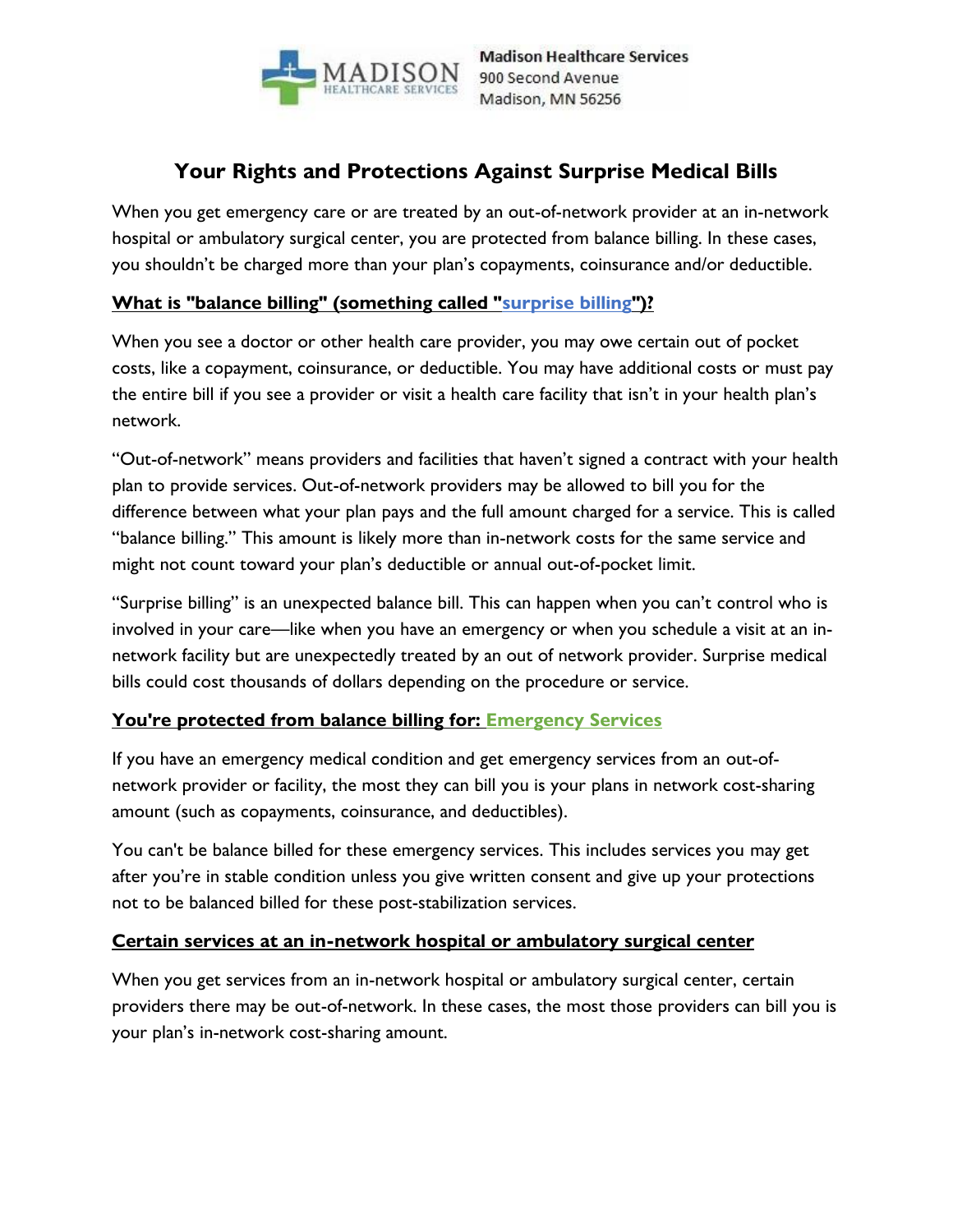**Madison Healthcare Services**
900 Second Avenue
Madison, MN 56256

# Your Rights and Protections Against Surprise Medical Bills

When you get emergency care or are treated by an out-of-network provider at an in-network hospital or ambulatory surgical center, you are protected from balance billing. In these cases, you shouldn't be charged more than your plan's copayments, coinsurance and/or deductible.

## What is "balance billing" (something called "surprise billing")?

When you see a doctor or other health care provider, you may owe certain out of pocket costs, like a copayment, coinsurance, or deductible. You may have additional costs or must pay the entire bill if you see a provider or visit a health care facility that isn't in your health plan's network.

"Out-of-network" means providers and facilities that haven't signed a contract with your health plan to provide services. Out-of-network providers may be allowed to bill you for the difference between what your plan pays and the full amount charged for a service. This is called "balance billing." This amount is likely more than in-network costs for the same service and might not count toward your plan's deductible or annual out-of-pocket limit.

"Surprise billing" is an unexpected balance bill. This can happen when you can't control who is involved in your care—like when you have an emergency or when you schedule a visit at an in-network facility but are unexpectedly treated by an out of network provider. Surprise medical bills could cost thousands of dollars depending on the procedure or service.

## You're protected from balance billing for: Emergency Services

If you have an emergency medical condition and get emergency services from an out-of-network provider or facility, the most they can bill you is your plans in network cost-sharing amount (such as copayments, coinsurance, and deductibles).

You can't be balance billed for these emergency services. This includes services you may get after you're in stable condition unless you give written consent and give up your protections not to be balanced billed for these post-stabilization services.

## Certain services at an in-network hospital or ambulatory surgical center

When you get services from an in-network hospital or ambulatory surgical center, certain providers there may be out-of-network. In these cases, the most those providers can bill you is your plan's in-network cost-sharing amount.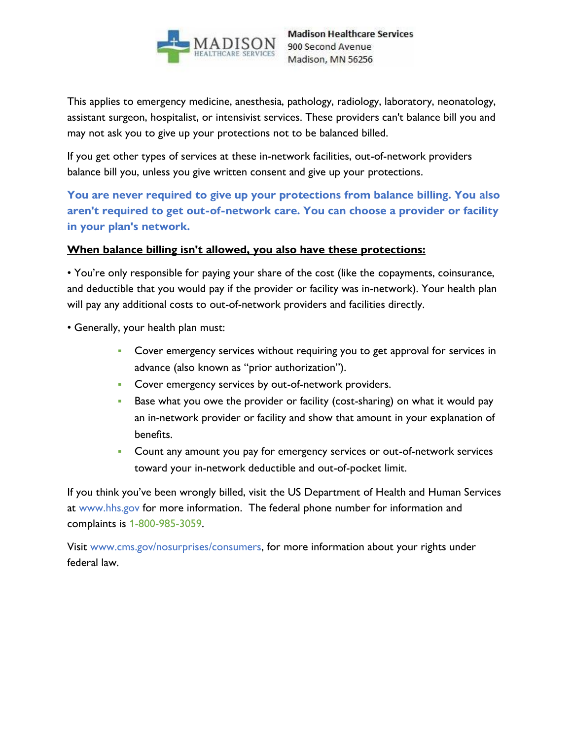Madison Healthcare Services
900 Second Avenue
Madison, MN 56256

This applies to emergency medicine, anesthesia, pathology, radiology, laboratory, neonatology, assistant surgeon, hospitalist, or intensivist services. These providers can't balance bill you and may not ask you to give up your protections not to be balanced billed.

If you get other types of services at these in-network facilities, out-of-network providers balance bill you, unless you give written consent and give up your protections.

**You are never required to give up your protections from balance billing. You also aren't required to get out-of-network care. You can choose a provider or facility in your plan's network.**

**When balance billing isn't allowed, you also have these protections:**

• You're only responsible for paying your share of the cost (like the copayments, coinsurance, and deductible that you would pay if the provider or facility was in-network). Your health plan will pay any additional costs to out-of-network providers and facilities directly.

• Generally, your health plan must:

- Cover emergency services without requiring you to get approval for services in advance (also known as "prior authorization").
- Cover emergency services by out-of-network providers.
- Base what you owe the provider or facility (cost-sharing) on what it would pay an in-network provider or facility and show that amount in your explanation of benefits.
- Count any amount you pay for emergency services or out-of-network services toward your in-network deductible and out-of-pocket limit.

If you think you've been wrongly billed, visit the US Department of Health and Human Services at www.hhs.gov for more information. The federal phone number for information and complaints is 1-800-985-3059.

Visit www.cms.gov/nosurprises/consumers, for more information about your rights under federal law.